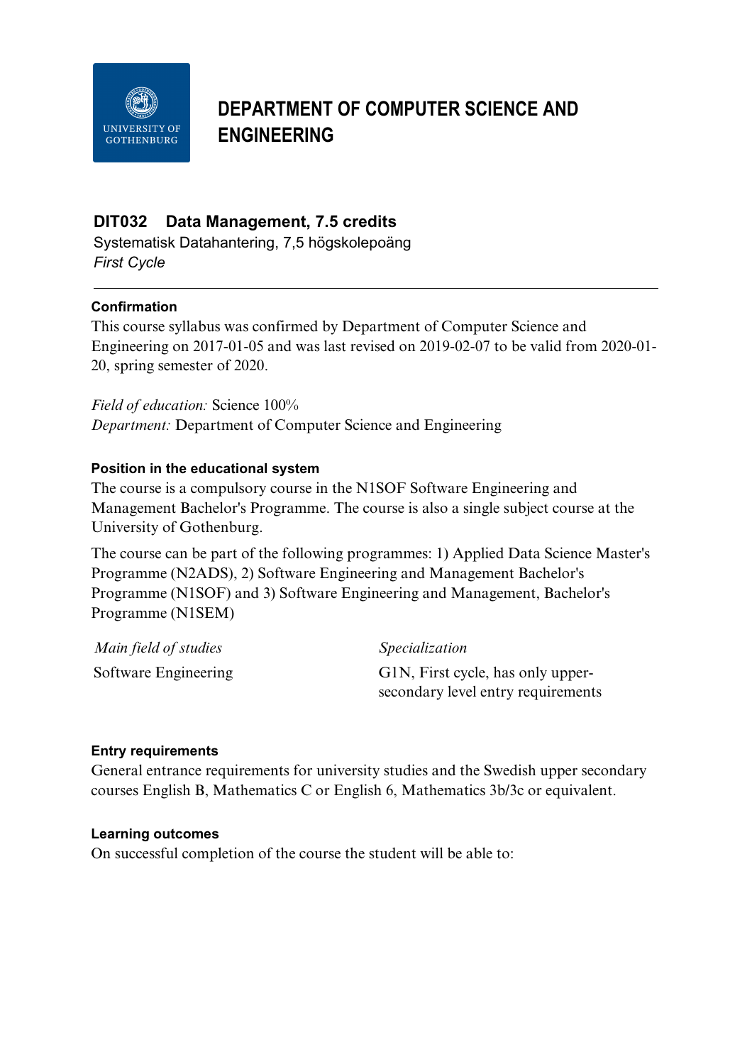# DEPARTMENT OF COMPUTER SCIENCE AND ENGINEERING

## DIT032 Data Management, 7.5 credits

Systematisk Datahantering, 7,5 högskolepoäng

*First Cycle*

---

### Confirmation

This course syllabus was confirmed by Department of Computer Science and Engineering on 2017-01-05 and was last revised on 2019-02-07 to be valid from 2020-01-20, spring semester of 2020.

*Field of education:* Science 100%
*Department:* Department of Computer Science and Engineering

### Position in the educational system

The course is a compulsory course in the N1SOF Software Engineering and Management Bachelor's Programme. The course is also a single subject course at the University of Gothenburg.

The course can be part of the following programmes: 1) Applied Data Science Master's Programme (N2ADS), 2) Software Engineering and Management Bachelor's Programme (N1SOF) and 3) Software Engineering and Management, Bachelor's Programme (N1SEM)

| *Main field of studies* | *Specialization* |
|---|---|
| Software Engineering | G1N, First cycle, has only upper-secondary level entry requirements |

### Entry requirements

General entrance requirements for university studies and the Swedish upper secondary courses English B, Mathematics C or English 6, Mathematics 3b/3c or equivalent.

### Learning outcomes

On successful completion of the course the student will be able to: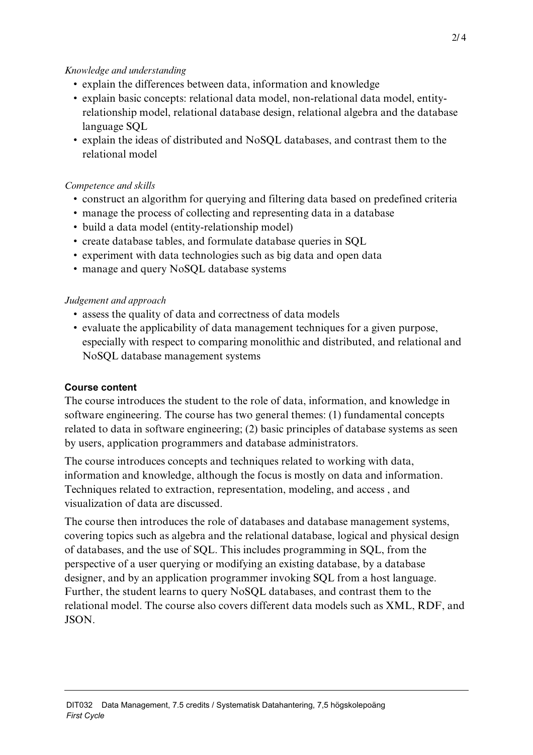*Knowledge and understanding*

- explain the differences between data, information and knowledge
- explain basic concepts: relational data model, non-relational data model, entity-relationship model, relational database design, relational algebra and the database language SQL
- explain the ideas of distributed and NoSQL databases, and contrast them to the relational model

*Competence and skills*

- construct an algorithm for querying and filtering data based on predefined criteria
- manage the process of collecting and representing data in a database
- build a data model (entity-relationship model)
- create database tables, and formulate database queries in SQL
- experiment with data technologies such as big data and open data
- manage and query NoSQL database systems

*Judgement and approach*

- assess the quality of data and correctness of data models
- evaluate the applicability of data management techniques for a given purpose, especially with respect to comparing monolithic and distributed, and relational and NoSQL database management systems

**Course content**

The course introduces the student to the role of data, information, and knowledge in software engineering. The course has two general themes: (1) fundamental concepts related to data in software engineering; (2) basic principles of database systems as seen by users, application programmers and database administrators.

The course introduces concepts and techniques related to working with data, information and knowledge, although the focus is mostly on data and information. Techniques related to extraction, representation, modeling, and access , and visualization of data are discussed.

The course then introduces the role of databases and database management systems, covering topics such as algebra and the relational database, logical and physical design of databases, and the use of SQL. This includes programming in SQL, from the perspective of a user querying or modifying an existing database, by a database designer, and by an application programmer invoking SQL from a host language. Further, the student learns to query NoSQL databases, and contrast them to the relational model. The course also covers different data models such as XML, RDF, and JSON.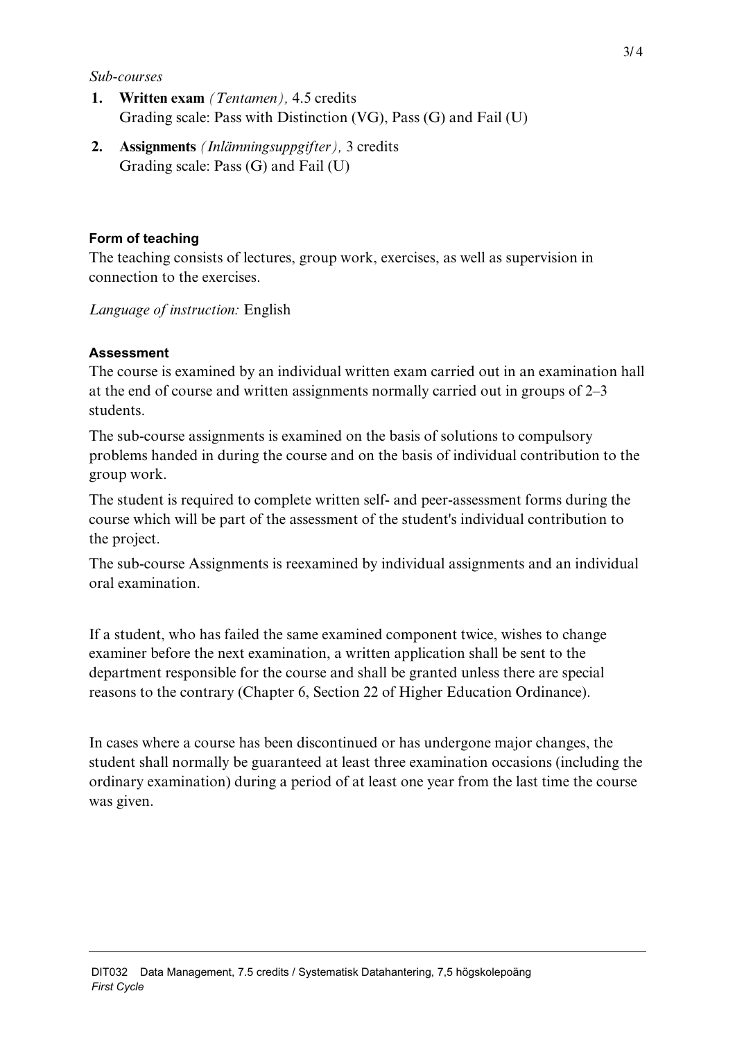*Sub-courses*

1. **Written exam** *(Tentamen),* 4.5 credits
   Grading scale: Pass with Distinction (VG), Pass (G) and Fail (U)
2. **Assignments** *(Inlämningsuppgifter),* 3 credits
   Grading scale: Pass (G) and Fail (U)

### Form of teaching

The teaching consists of lectures, group work, exercises, as well as supervision in connection to the exercises.

*Language of instruction:* English

### Assessment

The course is examined by an individual written exam carried out in an examination hall at the end of course and written assignments normally carried out in groups of 2–3 students.

The sub-course assignments is examined on the basis of solutions to compulsory problems handed in during the course and on the basis of individual contribution to the group work.

The student is required to complete written self- and peer-assessment forms during the course which will be part of the assessment of the student's individual contribution to the project.

The sub-course Assignments is reexamined by individual assignments and an individual oral examination.

If a student, who has failed the same examined component twice, wishes to change examiner before the next examination, a written application shall be sent to the department responsible for the course and shall be granted unless there are special reasons to the contrary (Chapter 6, Section 22 of Higher Education Ordinance).

In cases where a course has been discontinued or has undergone major changes, the student shall normally be guaranteed at least three examination occasions (including the ordinary examination) during a period of at least one year from the last time the course was given.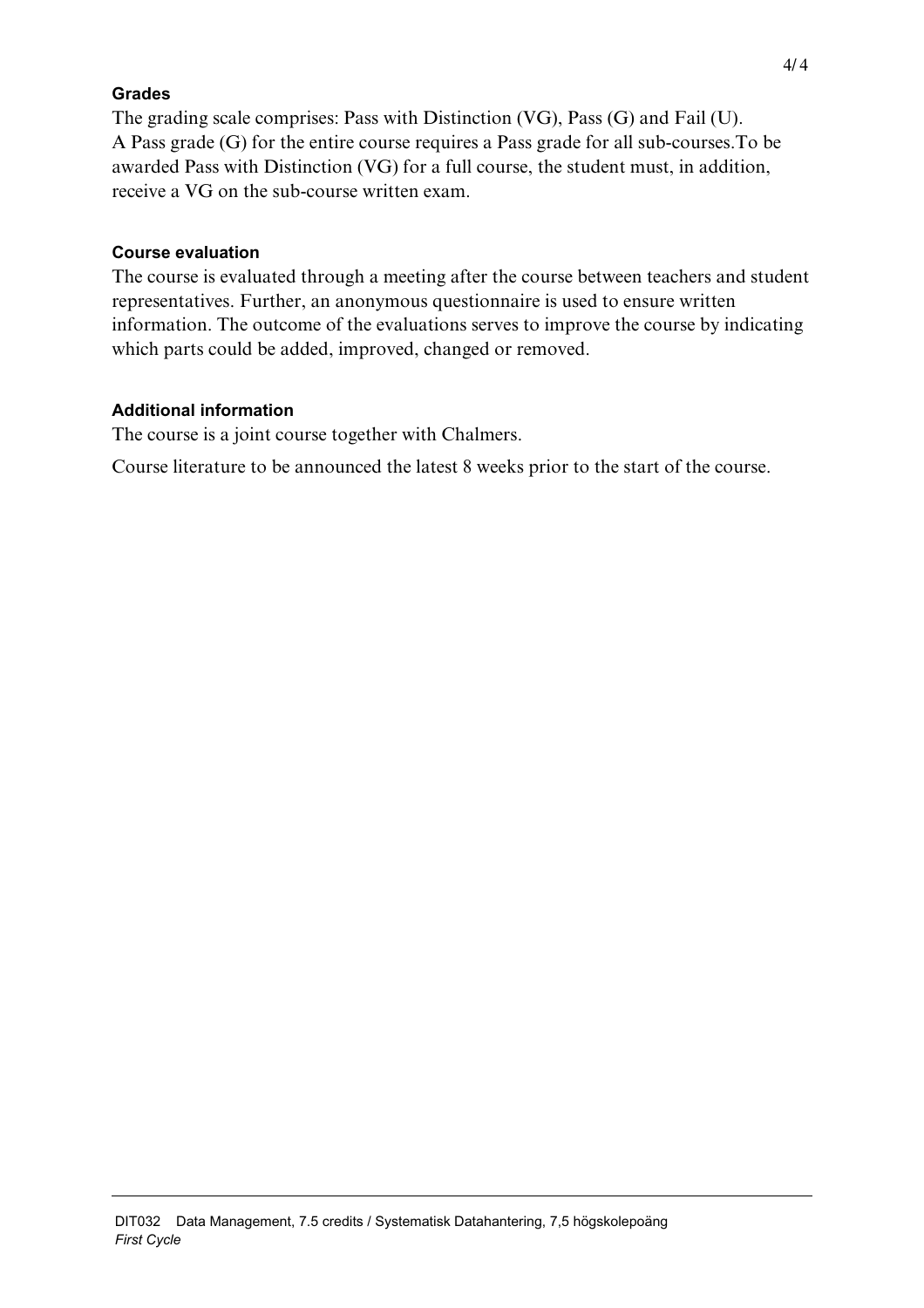## Grades

The grading scale comprises: Pass with Distinction (VG), Pass (G) and Fail (U).
A Pass grade (G) for the entire course requires a Pass grade for all sub-courses.To be awarded Pass with Distinction (VG) for a full course, the student must, in addition, receive a VG on the sub-course written exam.

## Course evaluation

The course is evaluated through a meeting after the course between teachers and student representatives. Further, an anonymous questionnaire is used to ensure written information. The outcome of the evaluations serves to improve the course by indicating which parts could be added, improved, changed or removed.

## Additional information

The course is a joint course together with Chalmers.

Course literature to be announced the latest 8 weeks prior to the start of the course.